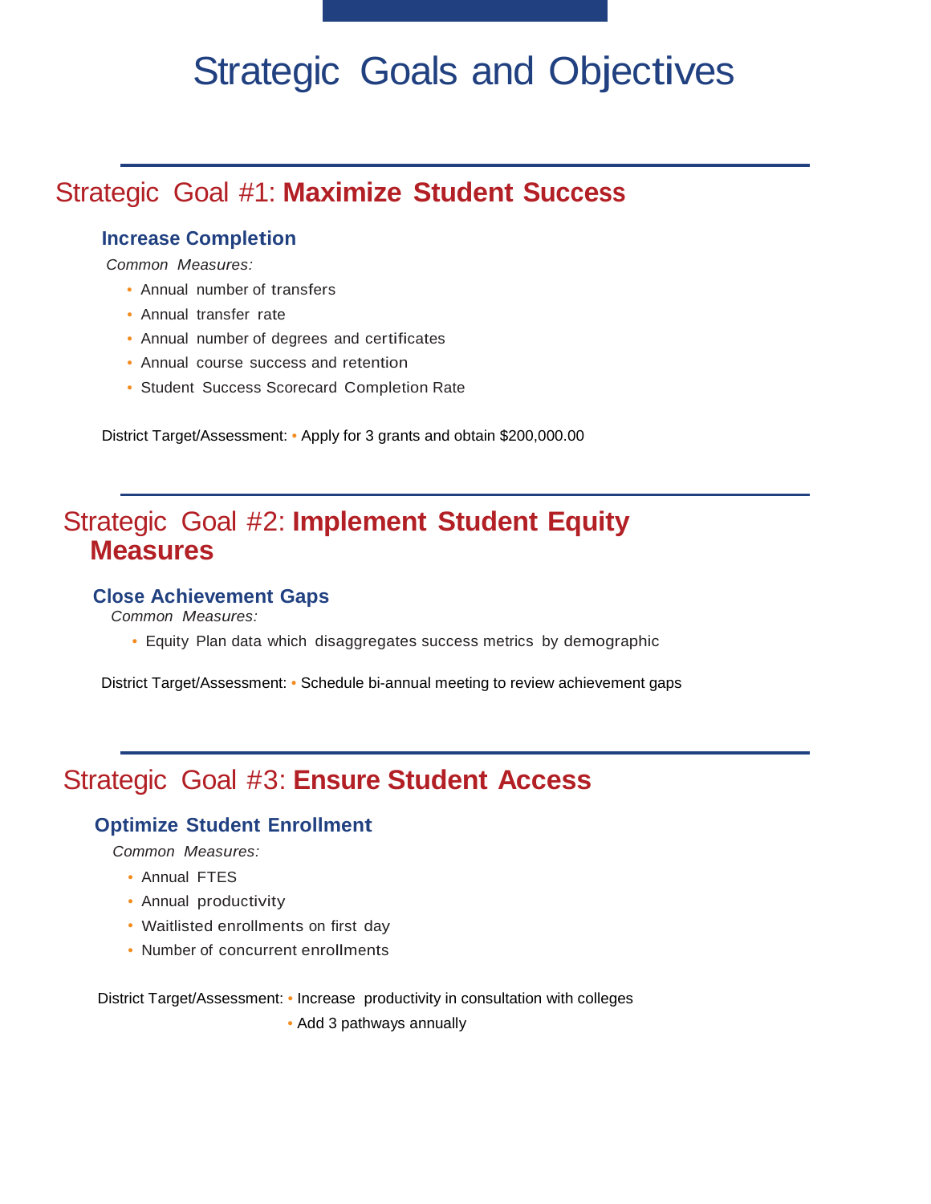# Strategic Goals and Objectives

---

## Strategic Goal #1: **Maximize Student Success**

### Increase Completion

*Common Measures:*

- Annual number of transfers
- Annual transfer rate
- Annual number of degrees and certificates
- Annual course success and retention
- Student Success Scorecard Completion Rate

District Target/Assessment: • Apply for 3 grants and obtain $200,000.00

---

## Strategic Goal #2: **Implement Student Equity Measures**

### Close Achievement Gaps

*Common Measures:*

- Equity Plan data which disaggregates success metrics by demographic

District Target/Assessment: • Schedule bi-annual meeting to review achievement gaps

---

## Strategic Goal #3: **Ensure Student Access**

### Optimize Student Enrollment

*Common Measures:*

- Annual FTES
- Annual productivity
- Waitlisted enrollments on first day
- Number of concurrent enrollments

District Target/Assessment:

- Increase productivity in consultation with colleges
- Add 3 pathways annually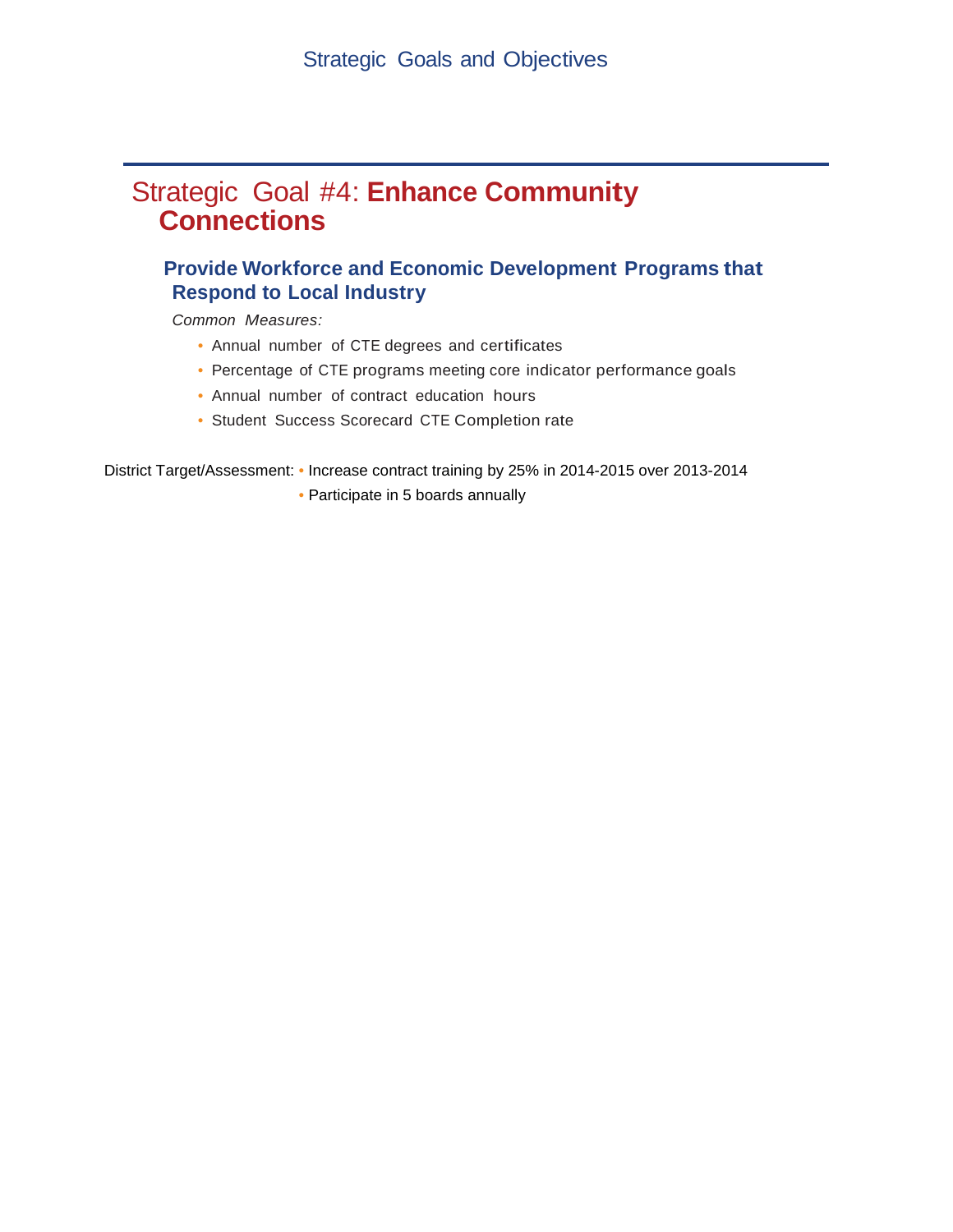# Strategic Goals and Objectives

## Strategic Goal #4: **Enhance Community Connections**

### Provide Workforce and Economic Development Programs that Respond to Local Industry

*Common Measures:*

- Annual number of CTE degrees and certificates
- Percentage of CTE programs meeting core indicator performance goals
- Annual number of contract education hours
- Student Success Scorecard CTE Completion rate

District Target/Assessment:
- Increase contract training by 25% in 2014-2015 over 2013-2014
- Participate in 5 boards annually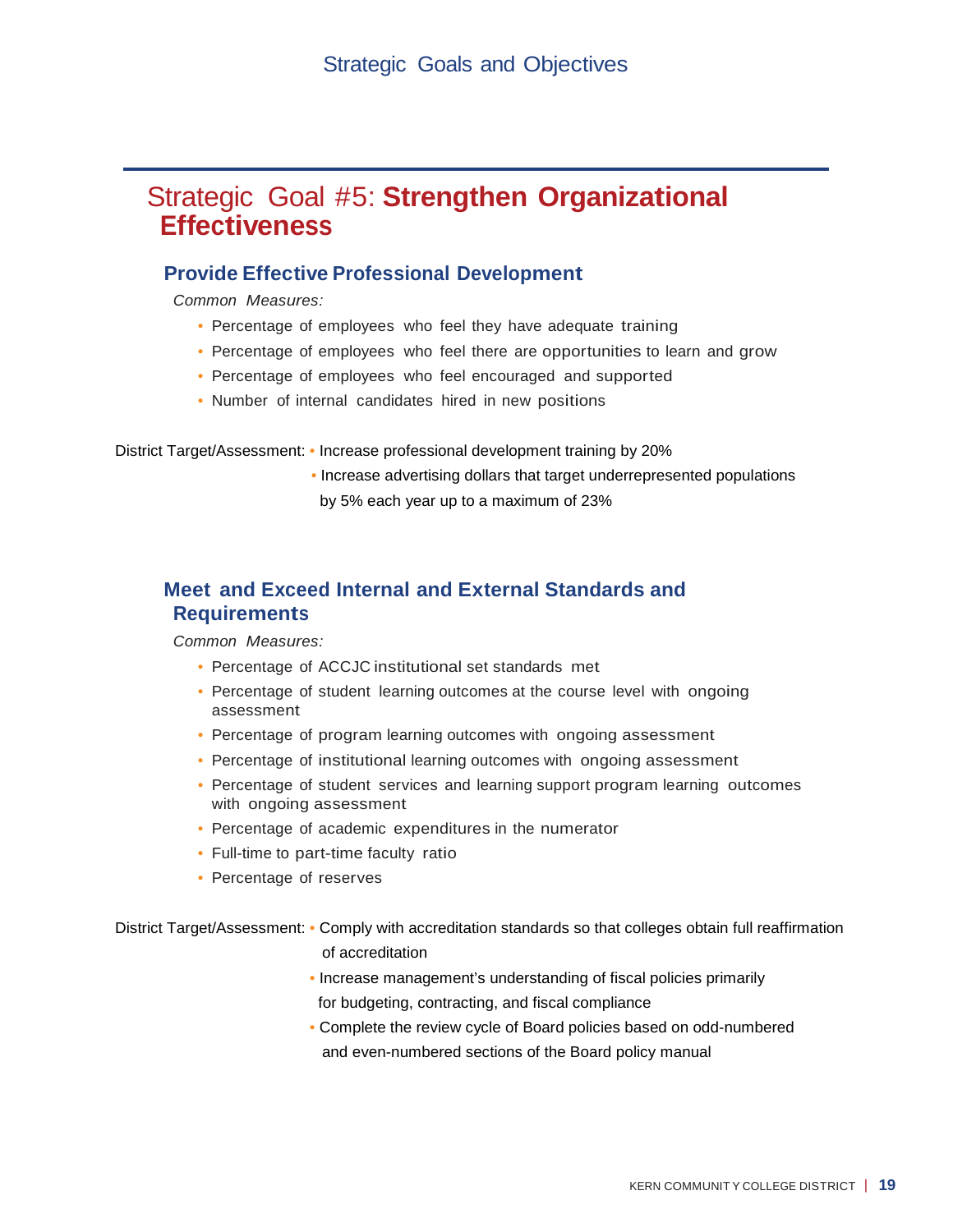# Strategic Goals and Objectives

## Strategic Goal #5: **Strengthen Organizational Effectiveness**

### Provide Effective Professional Development

*Common Measures:*

- Percentage of employees who feel they have adequate training
- Percentage of employees who feel there are opportunities to learn and grow
- Percentage of employees who feel encouraged and supported
- Number of internal candidates hired in new positions

District Target/Assessment:
- Increase professional development training by 20%
- Increase advertising dollars that target underrepresented populations by 5% each year up to a maximum of 23%

### Meet and Exceed Internal and External Standards and Requirements

*Common Measures:*

- Percentage of ACCJC institutional set standards met
- Percentage of student learning outcomes at the course level with ongoing assessment
- Percentage of program learning outcomes with ongoing assessment
- Percentage of institutional learning outcomes with ongoing assessment
- Percentage of student services and learning support program learning outcomes with ongoing assessment
- Percentage of academic expenditures in the numerator
- Full-time to part-time faculty ratio
- Percentage of reserves

District Target/Assessment:
- Comply with accreditation standards so that colleges obtain full reaffirmation of accreditation
- Increase management's understanding of fiscal policies primarily for budgeting, contracting, and fiscal compliance
- Complete the review cycle of Board policies based on odd-numbered and even-numbered sections of the Board policy manual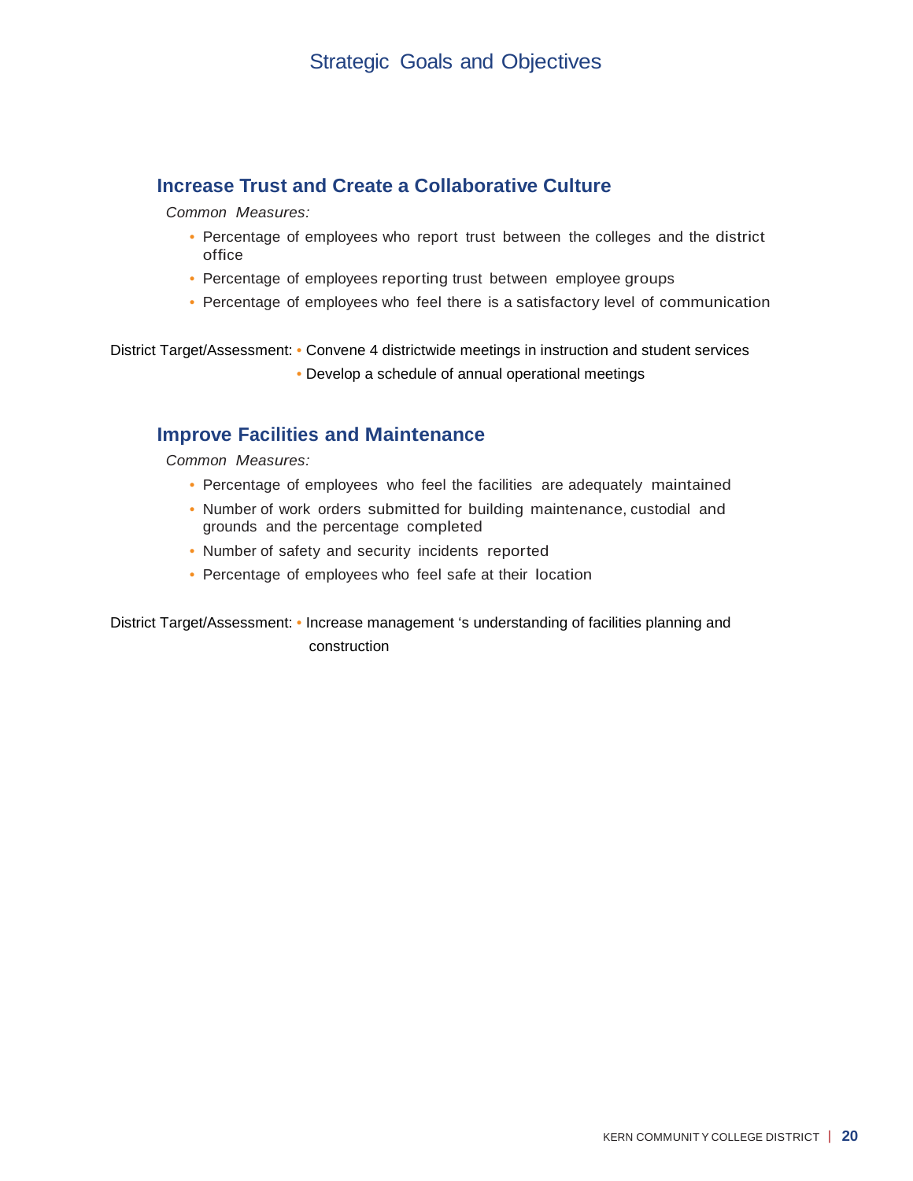# Strategic Goals and Objectives

## Increase Trust and Create a Collaborative Culture

*Common Measures:*

- Percentage of employees who report trust between the colleges and the district office
- Percentage of employees reporting trust between employee groups
- Percentage of employees who feel there is a satisfactory level of communication

District Target/Assessment:
- Convene 4 districtwide meetings in instruction and student services
- Develop a schedule of annual operational meetings

## Improve Facilities and Maintenance

*Common Measures:*

- Percentage of employees who feel the facilities are adequately maintained
- Number of work orders submitted for building maintenance, custodial and grounds and the percentage completed
- Number of safety and security incidents reported
- Percentage of employees who feel safe at their location

District Target/Assessment:
- Increase management 's understanding of facilities planning and construction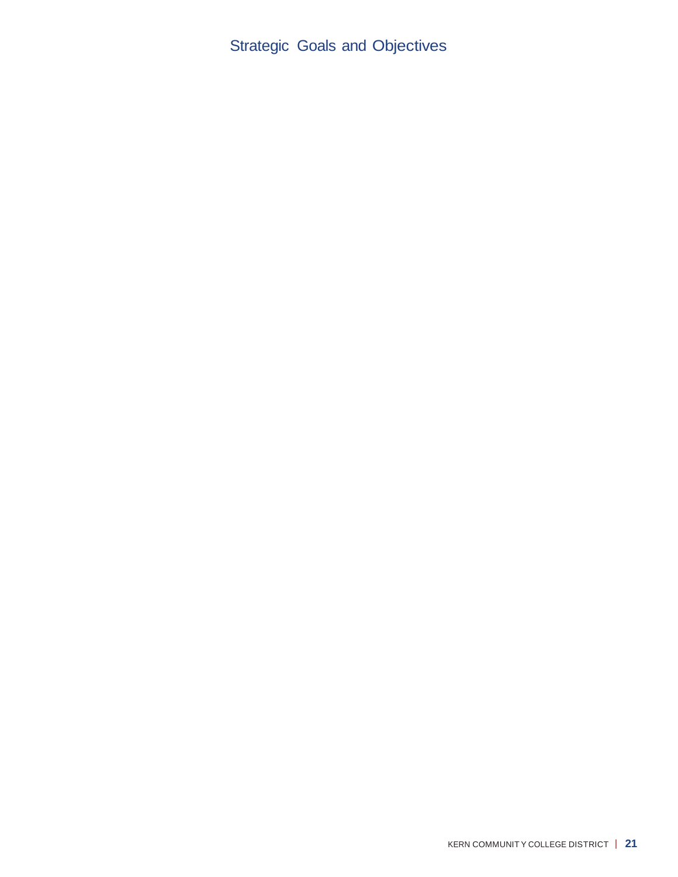# Strategic Goals and Objectives